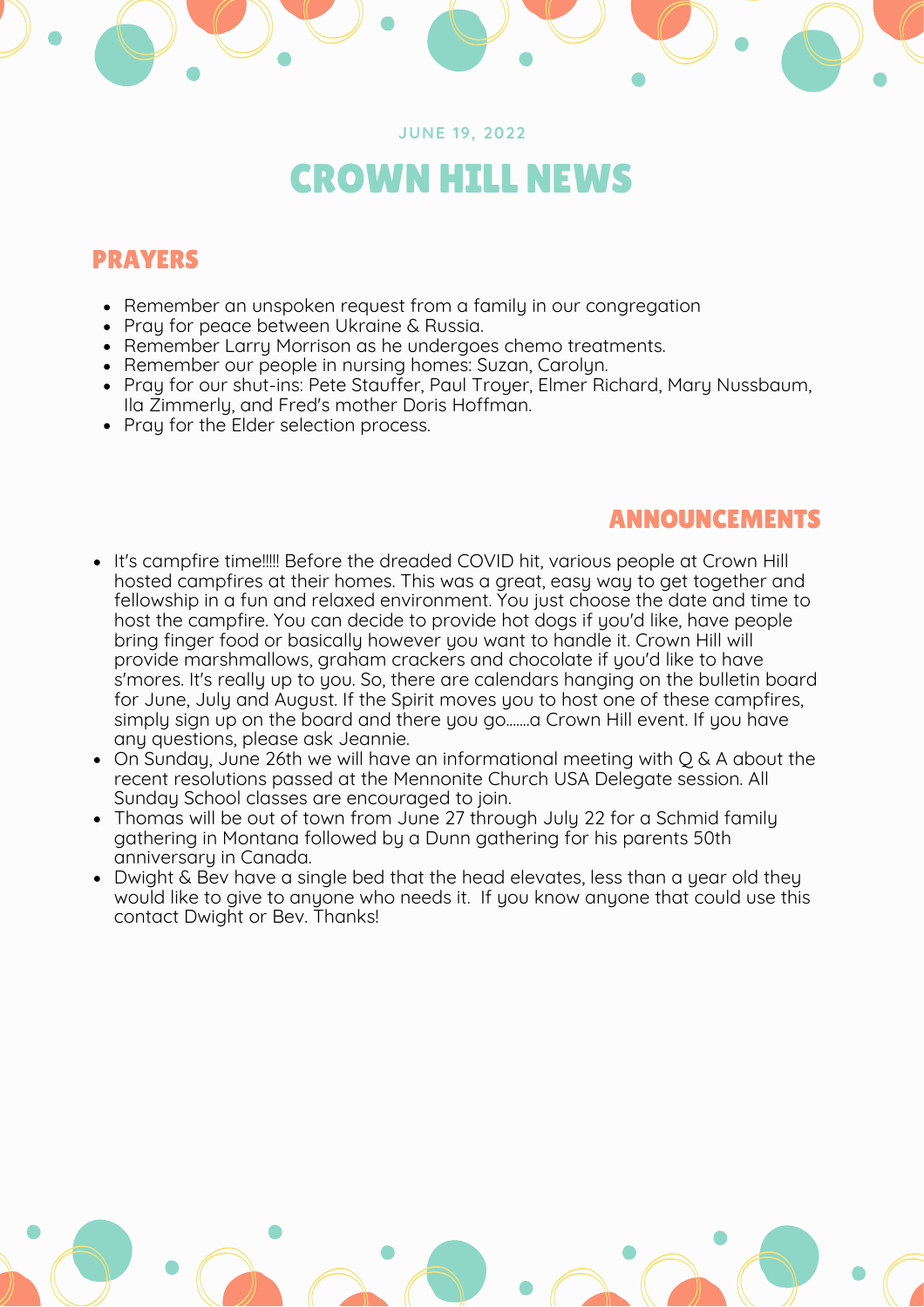JUNE 19, 2022

# CROWN HILL NEWS

## PRAYERS

- Remember an unspoken request from a family in our congregation
- Pray for peace between Ukraine & Russia.
- Remember Larry Morrison as he undergoes chemo treatments.
- Remember our people in nursing homes: Suzan, Carolyn.
- Pray for our shut-ins: Pete Stauffer, Paul Troyer, Elmer Richard, Mary Nussbaum, Ila Zimmerly, and Fred's mother Doris Hoffman.
- Pray for the Elder selection process.

## ANNOUNCEMENTS

- It's campfire time!!!!! Before the dreaded COVID hit, various people at Crown Hill hosted campfires at their homes. This was a great, easy way to get together and fellowship in a fun and relaxed environment. You just choose the date and time to host the campfire. You can decide to provide hot dogs if you'd like, have people bring finger food or basically however you want to handle it. Crown Hill will provide marshmallows, graham crackers and chocolate if you'd like to have s'mores. It's really up to you. So, there are calendars hanging on the bulletin board for June, July and August. If the Spirit moves you to host one of these campfires, simply sign up on the board and there you go.......a Crown Hill event. If you have any questions, please ask Jeannie.
- On Sunday, June 26th we will have an informational meeting with Q & A about the recent resolutions passed at the Mennonite Church USA Delegate session. All Sunday School classes are encouraged to join.
- Thomas will be out of town from June 27 through July 22 for a Schmid family gathering in Montana followed by a Dunn gathering for his parents 50th anniversary in Canada.
- Dwight & Bev have a single bed that the head elevates, less than a year old they would like to give to anyone who needs it. If you know anyone that could use this contact Dwight or Bev. Thanks!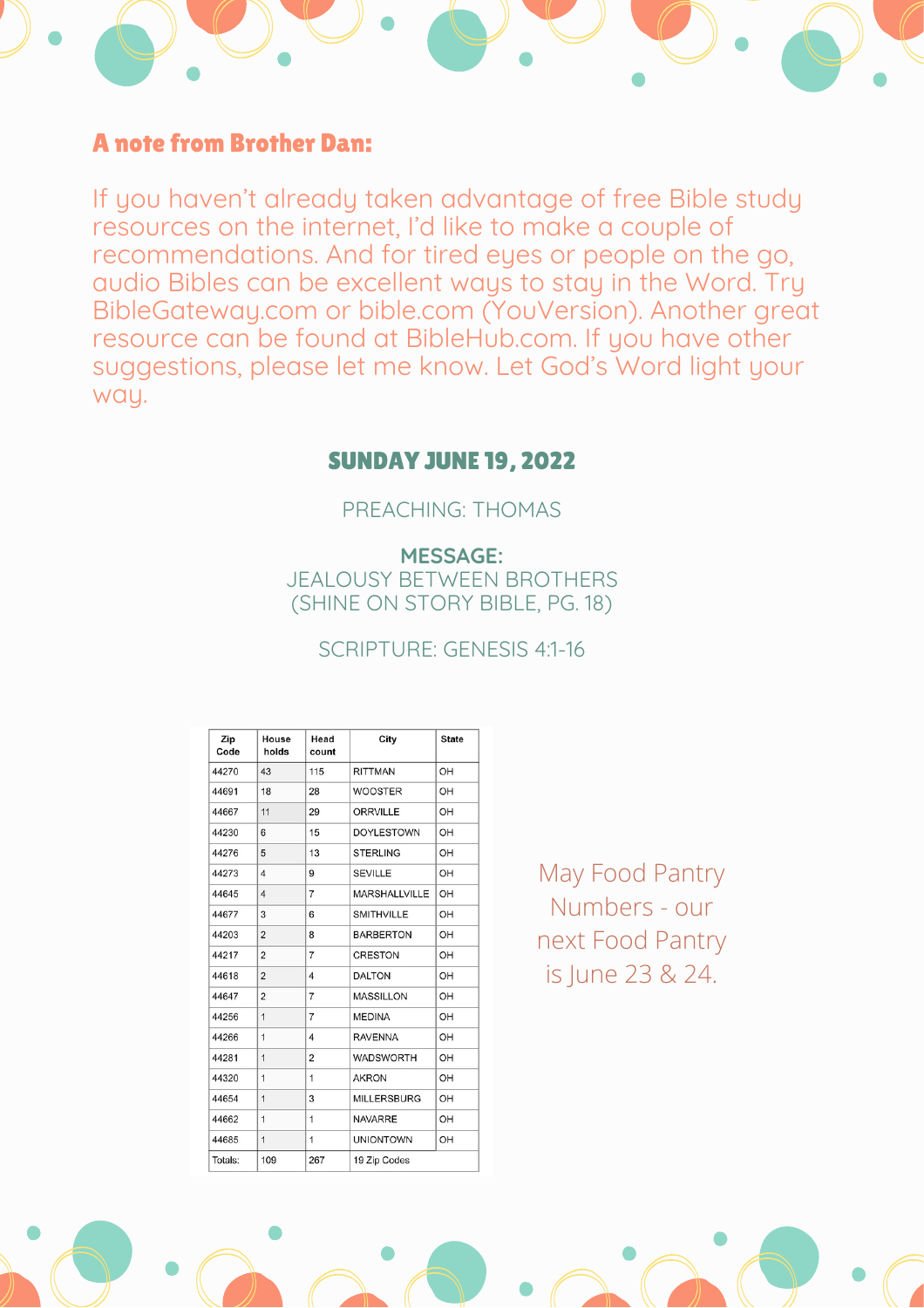## A note from Brother Dan:

If you haven't already taken advantage of free Bible study resources on the internet, I'd like to make a couple of recommendations. And for tired eyes or people on the go, audio Bibles can be excellent ways to stay in the Word. Try BibleGateway.com or bible.com (YouVersion). Another great resource can be found at BibleHub.com. If you have other suggestions, please let me know. Let God's Word light your way.

## SUNDAY JUNE 19, 2022

PREACHING: THOMAS

**MESSAGE:**
JEALOUSY BETWEEN BROTHERS
(SHINE ON STORY BIBLE, PG. 18)

SCRIPTURE: GENESIS 4:1-16

| Zip Code | House holds | Head count | City | State |
|---|---|---|---|---|
| 44270 | 43 | 115 | RITTMAN | OH |
| 44691 | 18 | 28 | WOOSTER | OH |
| 44667 | 11 | 29 | ORRVILLE | OH |
| 44230 | 6 | 15 | DOYLESTOWN | OH |
| 44276 | 5 | 13 | STERLING | OH |
| 44273 | 4 | 9 | SEVILLE | OH |
| 44645 | 4 | 7 | MARSHALLVILLE | OH |
| 44677 | 3 | 6 | SMITHVILLE | OH |
| 44203 | 2 | 8 | BARBERTON | OH |
| 44217 | 2 | 7 | CRESTON | OH |
| 44618 | 2 | 4 | DALTON | OH |
| 44647 | 2 | 7 | MASSILLON | OH |
| 44256 | 1 | 7 | MEDINA | OH |
| 44266 | 1 | 4 | RAVENNA | OH |
| 44281 | 1 | 2 | WADSWORTH | OH |
| 44320 | 1 | 1 | AKRON | OH |
| 44654 | 1 | 3 | MILLERSBURG | OH |
| 44662 | 1 | 1 | NAVARRE | OH |
| 44685 | 1 | 1 | UNIONTOWN | OH |
| Totals: | 109 | 267 | 19 Zip Codes | |

May Food Pantry Numbers - our next Food Pantry is June 23 & 24.